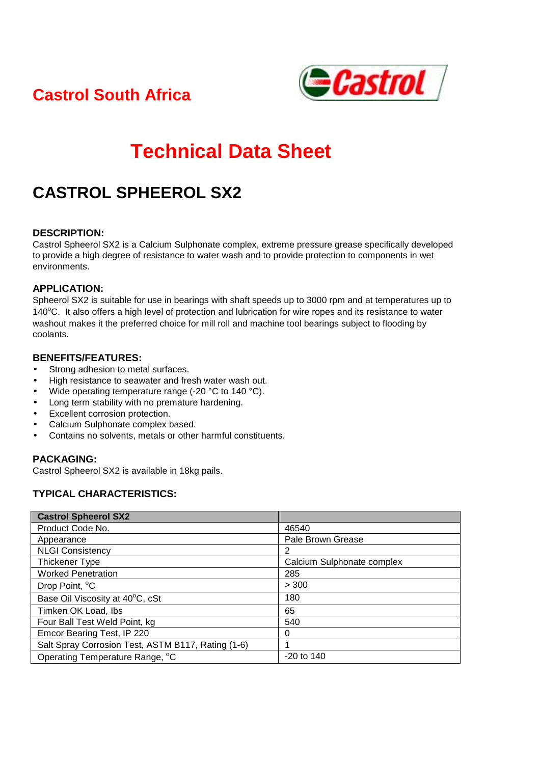Castrol South Africa

# Technical Data Sheet

# CASTROL SPHEEROL SX2

### DESCRIPTION:

Castrol Spheerol SX2 is a Calcium Sulphonate complex, extreme pressure grease specifically developed to provide a high degree of resistance to water wash and to provide protection to components in wet environments.

### APPLICATION:

Spheerol SX2 is suitable for use in bearings with shaft speeds up to 3000 rpm and at temperatures up to 140°C. It also offers a high level of protection and lubrication for wire ropes and its resistance to water washout makes it the preferred choice for mill roll and machine tool bearings subject to flooding by coolants.

### BENEFITS/FEATURES:

- Strong adhesion to metal surfaces.
- High resistance to seawater and fresh water wash out.
- Wide operating temperature range (-20 °C to 140 °C).
- Long term stability with no premature hardening.
- Excellent corrosion protection.
- Calcium Sulphonate complex based.
- Contains no solvents, metals or other harmful constituents.

### PACKAGING:

Castrol Spheerol SX2 is available in 18kg pails.

### TYPICAL CHARACTERISTICS:

| Castrol Spheerol SX2 | |
|---|---|
| Product Code No. | 46540 |
| Appearance | Pale Brown Grease |
| NLGI Consistency | 2 |
| Thickener Type | Calcium Sulphonate complex |
| Worked Penetration | 285 |
| Drop Point, °C | > 300 |
| Base Oil Viscosity at 40°C, cSt | 180 |
| Timken OK Load, lbs | 65 |
| Four Ball Test Weld Point, kg | 540 |
| Emcor Bearing Test, IP 220 | 0 |
| Salt Spray Corrosion Test, ASTM B117, Rating (1-6) | 1 |
| Operating Temperature Range, °C | -20 to 140 |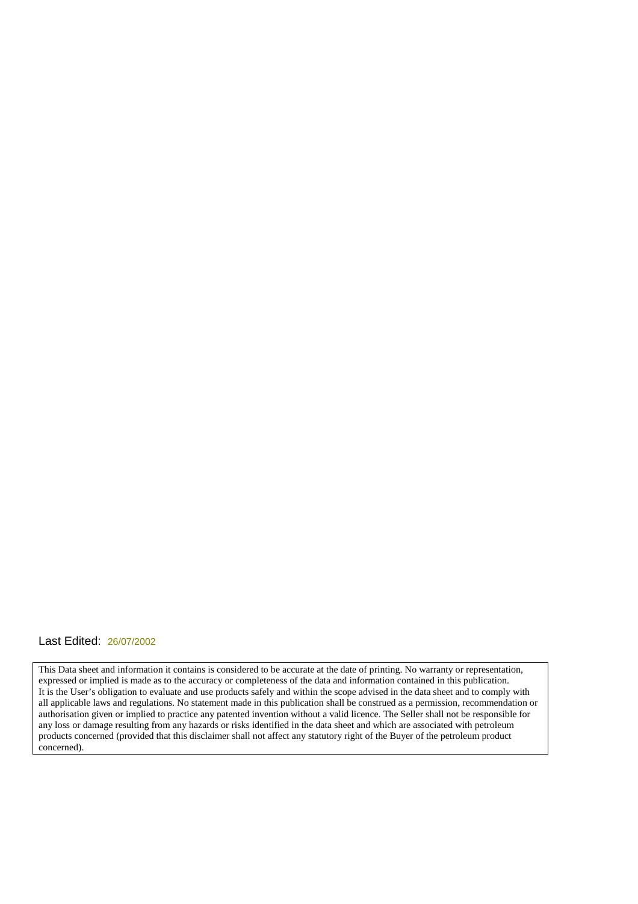Last Edited: 26/07/2002

This Data sheet and information it contains is considered to be accurate at the date of printing. No warranty or representation, expressed or implied is made as to the accuracy or completeness of the data and information contained in this publication. It is the User's obligation to evaluate and use products safely and within the scope advised in the data sheet and to comply with all applicable laws and regulations. No statement made in this publication shall be construed as a permission, recommendation or authorisation given or implied to practice any patented invention without a valid licence. The Seller shall not be responsible for any loss or damage resulting from any hazards or risks identified in the data sheet and which are associated with petroleum products concerned (provided that this disclaimer shall not affect any statutory right of the Buyer of the petroleum product concerned).